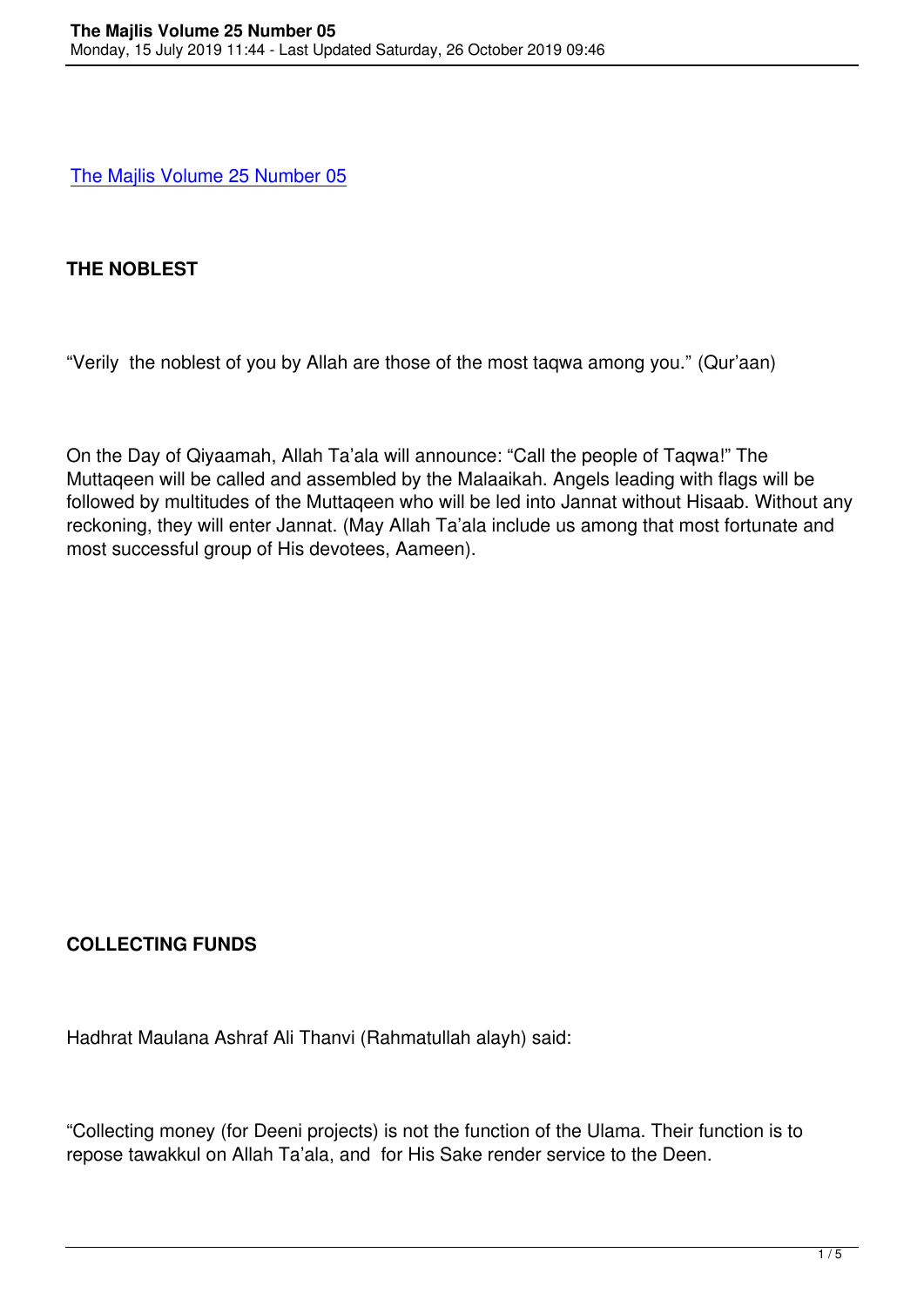The Majlis Volume 25 Number 05

## THE NOBLEST

"Verily the noblest of you by Allah are those of the most taqwa among you." (Qur'aan)

On the Day of Qiyaamah, Allah Ta'ala will announce: "Call the people of Taqwa!" The Muttaqeen will be called and assembled by the Malaaikah. Angels leading with flags will be followed by multitudes of the Muttaqeen who will be led into Jannat without Hisaab. Without any reckoning, they will enter Jannat. (May Allah Ta'ala include us among that most fortunate and most successful group of His devotees, Aameen).

## COLLECTING FUNDS

Hadhrat Maulana Ashraf Ali Thanvi (Rahmatullah alayh) said:

"Collecting money (for Deeni projects) is not the function of the Ulama. Their function is to repose tawakkul on Allah Ta'ala, and for His Sake render service to the Deen.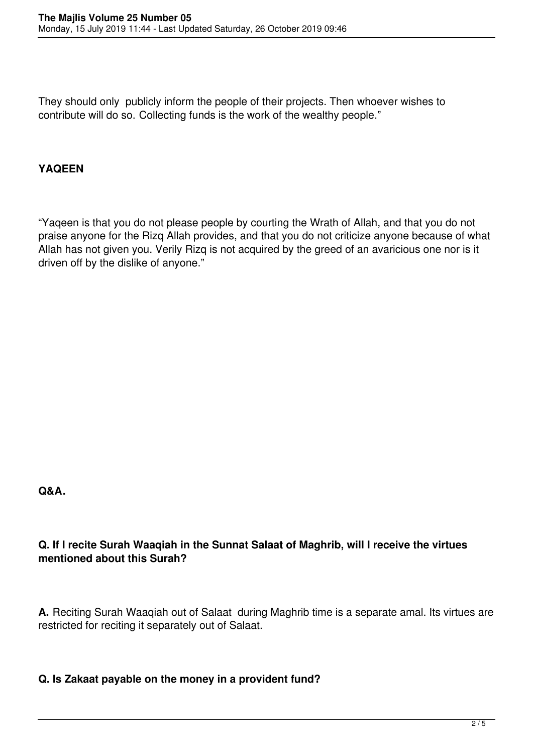They should only publicly inform the people of their projects. Then whoever wishes to contribute will do so. Collecting funds is the work of the wealthy people."

## YAQEEN

"Yaqeen is that you do not please people by courting the Wrath of Allah, and that you do not praise anyone for the Rizq Allah provides, and that you do not criticize anyone because of what Allah has not given you. Verily Rizq is not acquired by the greed of an avaricious one nor is it driven off by the dislike of anyone."

## Q&A.

**Q. If I recite Surah Waaqiah in the Sunnat Salaat of Maghrib, will I receive the virtues mentioned about this Surah?**

**A.** Reciting Surah Waaqiah out of Salaat during Maghrib time is a separate amal. Its virtues are restricted for reciting it separately out of Salaat.

**Q. Is Zakaat payable on the money in a provident fund?**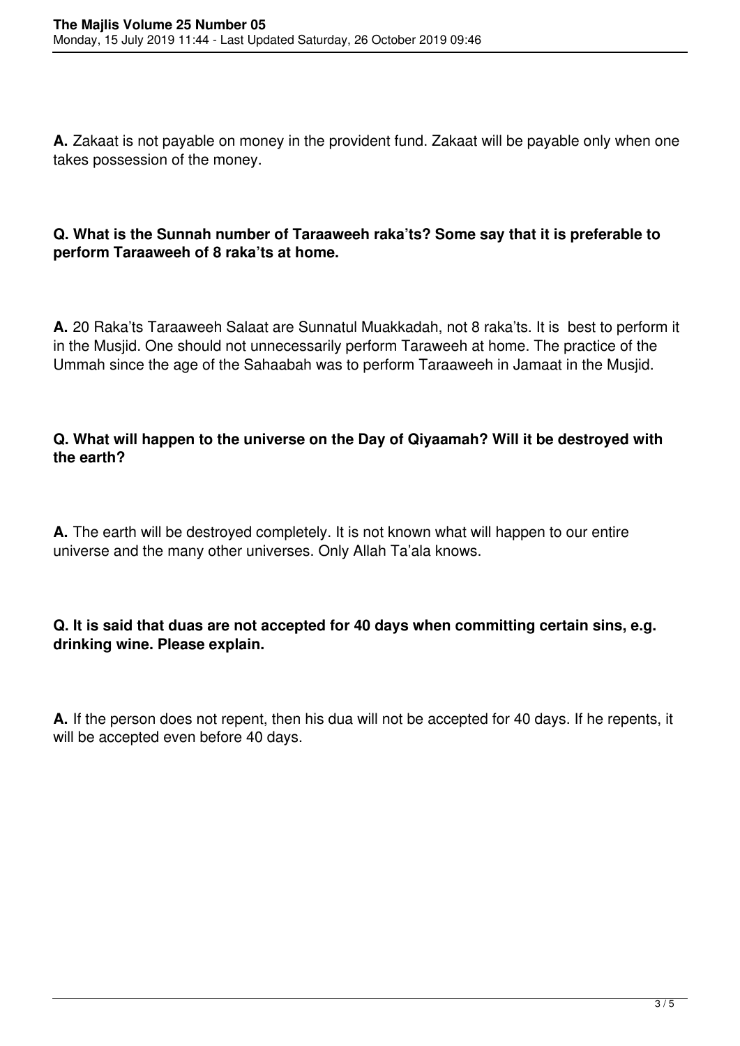**A.** Zakaat is not payable on money in the provident fund. Zakaat will be payable only when one takes possession of the money.

**Q. What is the Sunnah number of Taraaweeh raka'ts? Some say that it is preferable to perform Taraaweeh of 8 raka'ts at home.**

**A.** 20 Raka'ts Taraaweeh Salaat are Sunnatul Muakkadah, not 8 raka'ts. It is best to perform it in the Musjid. One should not unnecessarily perform Taraweeh at home. The practice of the Ummah since the age of the Sahaabah was to perform Taraaweeh in Jamaat in the Musjid.

**Q. What will happen to the universe on the Day of Qiyaamah? Will it be destroyed with the earth?**

**A.** The earth will be destroyed completely. It is not known what will happen to our entire universe and the many other universes. Only Allah Ta'ala knows.

**Q. It is said that duas are not accepted for 40 days when committing certain sins, e.g. drinking wine. Please explain.**

**A.** If the person does not repent, then his dua will not be accepted for 40 days. If he repents, it will be accepted even before 40 days.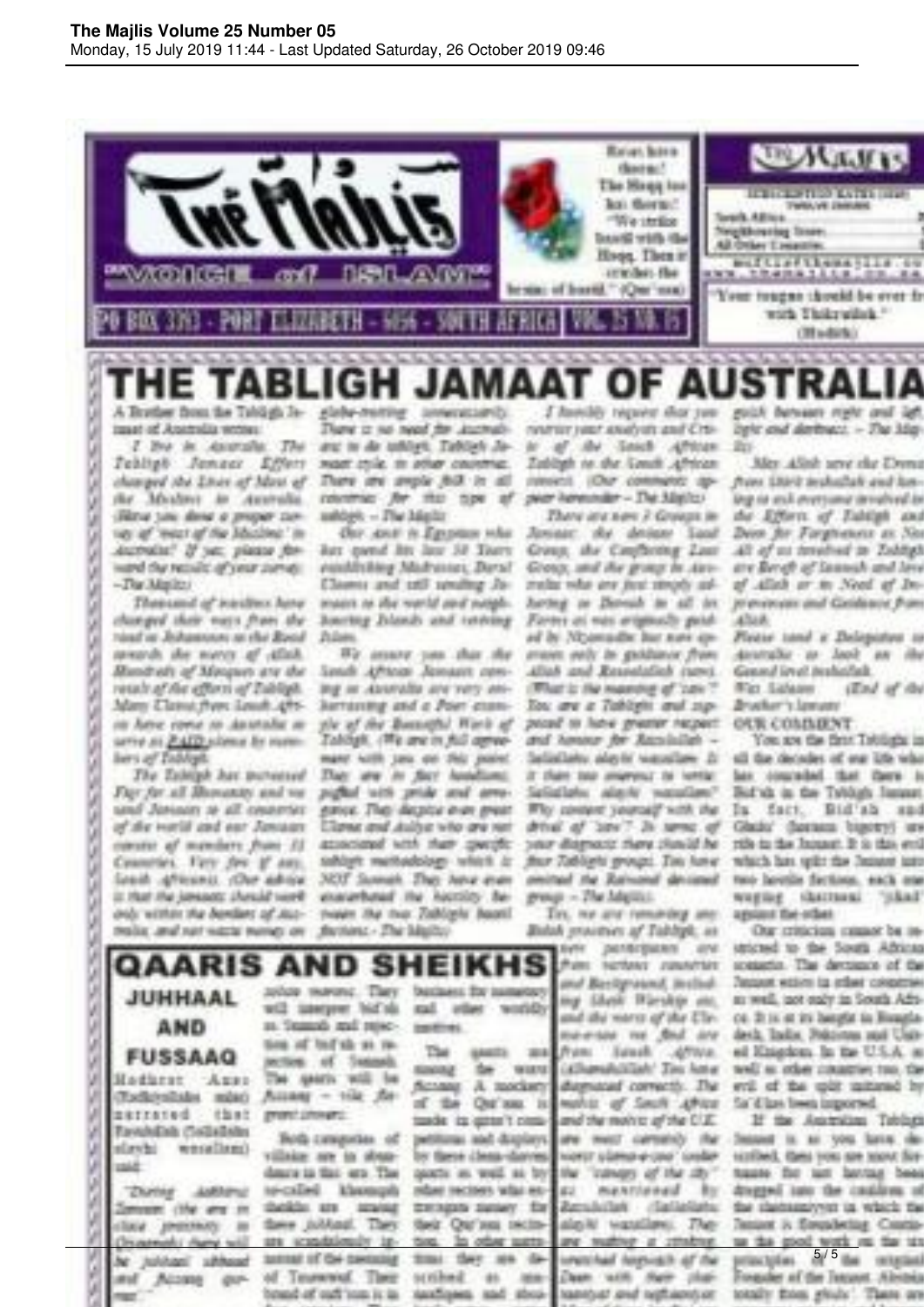# The Majlis

"VOICE of ISLAM"

PO BOX 3393 - PORT ELIZABETH - 6056 - SOUTH AFRICA | VOL. 25 NO. 05

Roses have thorns! The Haqq too has thorns! "We strike baatil with the Haqq. Then it crushes the brains of baatil." (Qur'aan)

The Majlis — SUBSCRIPTION RATES (ZAR) TWELVE ISSUES: South Africa; Neighbouring States; All Other Countries

www.themajlis.co.za

"Your tongue should be ever fresh with Thikrullah." (Hadith)

# THE TABLIGH JAMAAT OF AUSTRALIA

A Brother from the Tabligh Jamaat of Australia writes:

*I live in Australia. The Tabligh Jamaat Effort changed the Lives of Most of the Muslims in Australia.* (Have you done a proper survey of 'most of the Muslims' in Australia? If yes, please forward the results of your survey. – The Majlis)

*Thousand of travellers have changed their ways from the road to Jahannam to the Road towards the mercy of Allah. Hundreds of Mosques are the result of the efforts of Tabligh. Many Ulama from South Africa have come to Australia to serve as PAID ulama by members of Tabligh.*

*The Tabligh has increased Fikr for all Humanity and we send Jamaats to all countries of the world and our Jamaats consist of members from 33 Countries. Very few if any, South Africans.* (Our advice is that the jamaats should work only within the borders of Australia, and not waste money on globe-trotting unnecessarily. There is no need for Australians to do tabligh, Tabligh Jamaat style, in other countries. There are ample folk in all countries for this type of tabligh. – The Majlis)

*Our Amir is Egyptian who has spend his last 50 Years establishing Madrasas, Darul Uloom and still sending Jamaats to the world and neighbouring Islands and serving Islam.*

*We assure you that the South African Jamaats coming to Australia are very embarrassing and a Poor example of the Beautiful Work of Tabligh.* (We are in full agreement with you on this point. They are in fact hoodlums, puffed with pride and arrogance. They despise even great Ulama and Auliya who are not associated with their specific tabligh methodology which is NOT Sunnah. They have even exacerbated the hostility between the two Tablighi baatil factions. - The Majlis)

*I humbly request that you reverse your analysis and Critic of the South African Tabligh in the South African context.* (Our comments appear hereunder – The Majlis)

*There are now 3 Groups in Jamaat: the deviant Saad Group, the Conflicting Laat Group, and the group in Australia who are just simply adhering to Deen in all its Forms as was originally guided by Nizamudin but now operates only in guidance from Allah and Rasulullah (saw).* (What is the meaning of 'saw'? You are a Tablighi and supposed to have greater respect and honour for Rasulullah – Sallallahu alayhi wasallam. It is then too onerous to write Sallallahu alayhi wasallam? Why content yourself with the drivel of 'saw'? In terms of your diagnosis there should be four Tablighi groups. You have omitted the Raiwind deviated group – The Majlis).

*Yes, we are removing any Bidah practises of Tabligh, as new participants are from various countries and Background, including Shirk Worship etc, and the worst of the Ulama-e-soo we find are from South Africa.* (Alhamdulillah! You have diagnosed correctly. The ulama of South Africa and the ulama of the U.K. are most certainly the worst ulama-e-soo' under the 'canopy of the sky' as mentioned by Rasulullah (Sallallahu alayhi wasallam). They are wading a crashing wretched hogwash of the Deen with their ... guish between right and left, light and darkness. – The Majlis)

*May Allah save the Ummah from their ... and lead to ... everyone involved in the Efforts of Tabligh and Deen for Forgiveness as Not All of us involved in Tabligh are Bereft of Ilm and ... of Allah or in Need of ... and Guidance from Allah.*

*Please send a Delegation to Australia to look at the Grand level ...*

*Was Salaam* (End of the Brother's letter)

**OUR COMMENT**

You are the first Tablighi in all the decades of our life who has conceded that there is Bid'ah in the Tabligh Jamaat. In fact, Bid'ah and Ghulu (fanatic bigotry) are rife in the Jamaat. It is this evil which has split the Jamaat into two hostile factions, each one waging chaotic 'jihad' against the other.

Our criticism cannot be restricted to the South African scenario. The deviance of the Jamaat exists in other countries as well, not only in South Africa. It is at its heights in Bangladesh, India, Pakistan and United Kingdom. In the U.S.A. as well as other countries too, the evil of the split initiated by Sa'd has been imported.

If the Australian Tabligh Jamaat is as you have described, then you are more fortunate for not having been dragged into the cauldron of the shenanigans in which the Jamaat is floundering. Continue the good work on the true principles of the original Founder of the Jamaat. Abstain totally from ghulu'. There are

# QAARIS AND SHEIKHS

## JUHHAAL AND FUSSAAQ

Hadhrat Anas (Radhiyallahu anhu) narrated that Rasulullah (Sallallahu alayhi wasallam) said:

"During Aakhiruz Zamaan (the era in close proximity to Qiyaamah) there will be juhhaal ubbaad and fussaaq qurraa'."

... They will interpret bid'ah as Sunnah and rejection of bid'ah as rejection of Sunnah. The qaaris will be fussaaq – vile, flagrant sinners.

Both categories of villains are in abundance in this era. The so-called khaanqah sheikhs are among these juhhaal. They are scandalously ignorant of the meaning of Tasawwuf. Their brand of tasawwuf is in business for monetary and other worldly motives.

The qaaris are among the worst fussaaq. A mockery of the Qur'aan is made in qiraat competitions and displays by these clean-shaven qaaris as well as by other reciters who extract money for their Qur'aan recitation. In other narrations they are described as munaafiqeen and ...